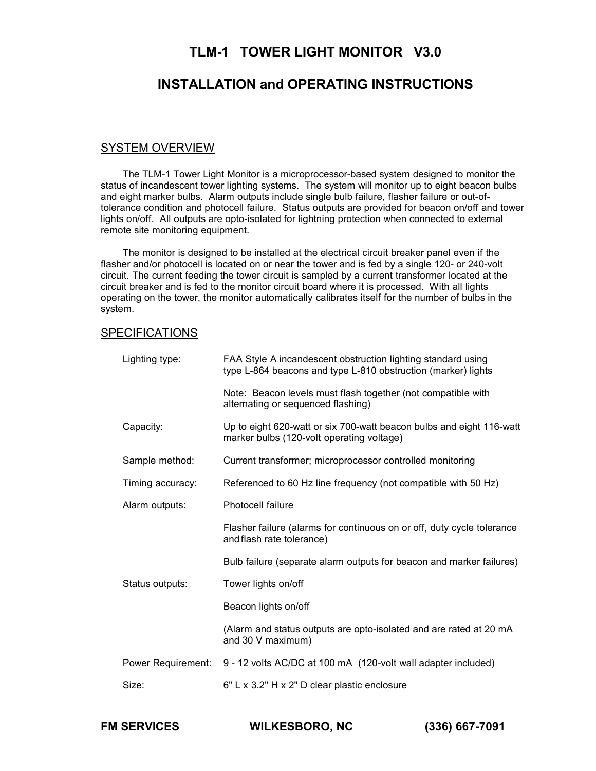# TLM-1 TOWER LIGHT MONITOR V3.0

## INSTALLATION and OPERATING INSTRUCTIONS

### SYSTEM OVERVIEW

The TLM-1 Tower Light Monitor is a microprocessor-based system designed to monitor the status of incandescent tower lighting systems. The system will monitor up to eight beacon bulbs and eight marker bulbs. Alarm outputs include single bulb failure, flasher failure or out-of-tolerance condition and photocell failure. Status outputs are provided for beacon on/off and tower lights on/off. All outputs are opto-isolated for lightning protection when connected to external remote site monitoring equipment.

The monitor is designed to be installed at the electrical circuit breaker panel even if the flasher and/or photocell is located on or near the tower and is fed by a single 120- or 240-volt circuit. The current feeding the tower circuit is sampled by a current transformer located at the circuit breaker and is fed to the monitor circuit board where it is processed. With all lights operating on the tower, the monitor automatically calibrates itself for the number of bulbs in the system.

### SPECIFICATIONS

| | |
|---|---|
| Lighting type: | FAA Style A incandescent obstruction lighting standard using type L-864 beacons and type L-810 obstruction (marker) lights<br><br>Note: Beacon levels must flash together (not compatible with alternating or sequenced flashing) |
| Capacity: | Up to eight 620-watt or six 700-watt beacon bulbs and eight 116-watt marker bulbs (120-volt operating voltage) |
| Sample method: | Current transformer; microprocessor controlled monitoring |
| Timing accuracy: | Referenced to 60 Hz line frequency (not compatible with 50 Hz) |
| Alarm outputs: | Photocell failure<br><br>Flasher failure (alarms for continuous on or off, duty cycle tolerance and flash rate tolerance)<br><br>Bulb failure (separate alarm outputs for beacon and marker failures) |
| Status outputs: | Tower lights on/off<br><br>Beacon lights on/off<br><br>(Alarm and status outputs are opto-isolated and are rated at 20 mA and 30 V maximum) |
| Power Requirement: | 9 - 12 volts AC/DC at 100 mA (120-volt wall adapter included) |
| Size: | 6" L x 3.2" H x 2" D clear plastic enclosure |

**FM SERVICES WILKESBORO, NC (336) 667-7091**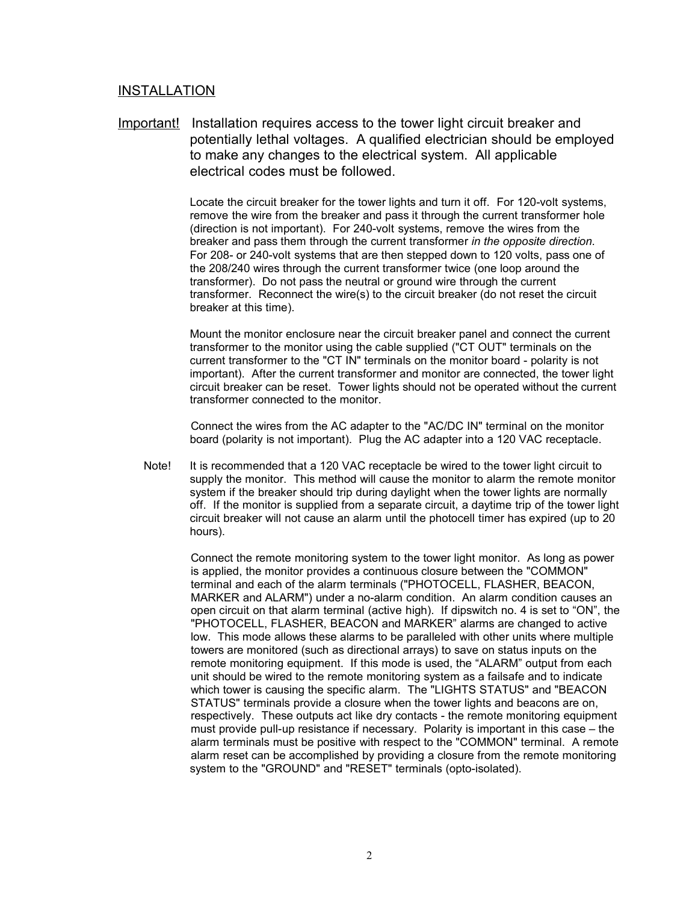## INSTALLATION

Important! Installation requires access to the tower light circuit breaker and potentially lethal voltages. A qualified electrician should be employed to make any changes to the electrical system. All applicable electrical codes must be followed.

Locate the circuit breaker for the tower lights and turn it off. For 120-volt systems, remove the wire from the breaker and pass it through the current transformer hole (direction is not important). For 240-volt systems, remove the wires from the breaker and pass them through the current transformer *in the opposite direction*. For 208- or 240-volt systems that are then stepped down to 120 volts, pass one of the 208/240 wires through the current transformer twice (one loop around the transformer). Do not pass the neutral or ground wire through the current transformer. Reconnect the wire(s) to the circuit breaker (do not reset the circuit breaker at this time).

Mount the monitor enclosure near the circuit breaker panel and connect the current transformer to the monitor using the cable supplied ("CT OUT" terminals on the current transformer to the "CT IN" terminals on the monitor board - polarity is not important). After the current transformer and monitor are connected, the tower light circuit breaker can be reset. Tower lights should not be operated without the current transformer connected to the monitor.

Connect the wires from the AC adapter to the "AC/DC IN" terminal on the monitor board (polarity is not important). Plug the AC adapter into a 120 VAC receptacle.

Note! It is recommended that a 120 VAC receptacle be wired to the tower light circuit to supply the monitor. This method will cause the monitor to alarm the remote monitor system if the breaker should trip during daylight when the tower lights are normally off. If the monitor is supplied from a separate circuit, a daytime trip of the tower light circuit breaker will not cause an alarm until the photocell timer has expired (up to 20 hours).

Connect the remote monitoring system to the tower light monitor. As long as power is applied, the monitor provides a continuous closure between the "COMMON" terminal and each of the alarm terminals ("PHOTOCELL, FLASHER, BEACON, MARKER and ALARM") under a no-alarm condition. An alarm condition causes an open circuit on that alarm terminal (active high). If dipswitch no. 4 is set to "ON", the "PHOTOCELL, FLASHER, BEACON and MARKER" alarms are changed to active low. This mode allows these alarms to be paralleled with other units where multiple towers are monitored (such as directional arrays) to save on status inputs on the remote monitoring equipment. If this mode is used, the "ALARM" output from each unit should be wired to the remote monitoring system as a failsafe and to indicate which tower is causing the specific alarm. The "LIGHTS STATUS" and "BEACON STATUS" terminals provide a closure when the tower lights and beacons are on, respectively. These outputs act like dry contacts - the remote monitoring equipment must provide pull-up resistance if necessary. Polarity is important in this case – the alarm terminals must be positive with respect to the "COMMON" terminal. A remote alarm reset can be accomplished by providing a closure from the remote monitoring system to the "GROUND" and "RESET" terminals (opto-isolated).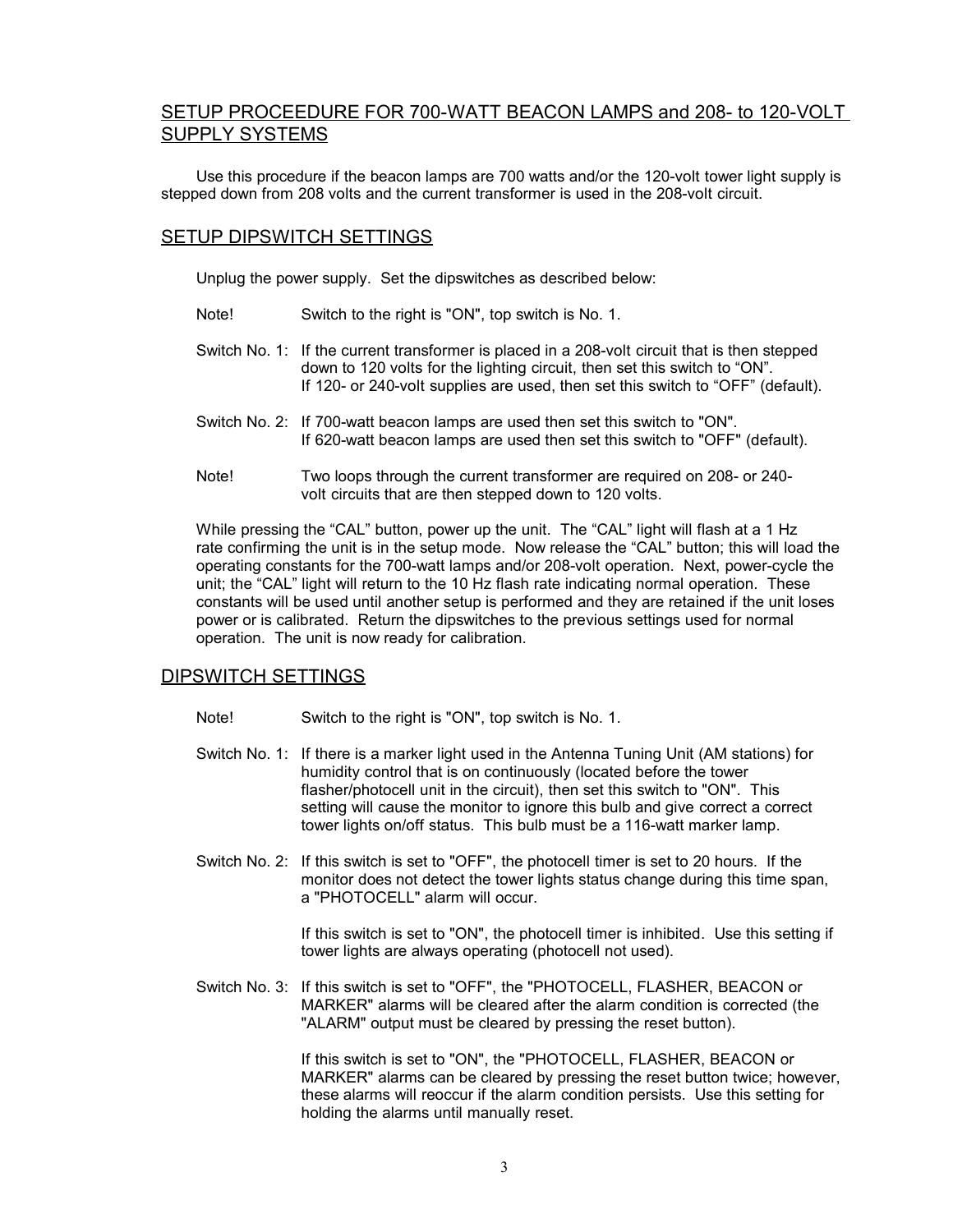## SETUP PROCEEDURE FOR 700-WATT BEACON LAMPS and 208- to 120-VOLT SUPPLY SYSTEMS

Use this procedure if the beacon lamps are 700 watts and/or the 120-volt tower light supply is stepped down from 208 volts and the current transformer is used in the 208-volt circuit.

## SETUP DIPSWITCH SETTINGS

Unplug the power supply. Set the dipswitches as described below:

Note! Switch to the right is "ON", top switch is No. 1.

Switch No. 1: If the current transformer is placed in a 208-volt circuit that is then stepped down to 120 volts for the lighting circuit, then set this switch to "ON". If 120- or 240-volt supplies are used, then set this switch to "OFF" (default).

Switch No. 2: If 700-watt beacon lamps are used then set this switch to "ON". If 620-watt beacon lamps are used then set this switch to "OFF" (default).

Note! Two loops through the current transformer are required on 208- or 240-volt circuits that are then stepped down to 120 volts.

While pressing the "CAL" button, power up the unit. The "CAL" light will flash at a 1 Hz rate confirming the unit is in the setup mode. Now release the "CAL" button; this will load the operating constants for the 700-watt lamps and/or 208-volt operation. Next, power-cycle the unit; the "CAL" light will return to the 10 Hz flash rate indicating normal operation. These constants will be used until another setup is performed and they are retained if the unit loses power or is calibrated. Return the dipswitches to the previous settings used for normal operation. The unit is now ready for calibration.

## DIPSWITCH SETTINGS

Note! Switch to the right is "ON", top switch is No. 1.

Switch No. 1: If there is a marker light used in the Antenna Tuning Unit (AM stations) for humidity control that is on continuously (located before the tower flasher/photocell unit in the circuit), then set this switch to "ON". This setting will cause the monitor to ignore this bulb and give correct a correct tower lights on/off status. This bulb must be a 116-watt marker lamp.

Switch No. 2: If this switch is set to "OFF", the photocell timer is set to 20 hours. If the monitor does not detect the tower lights status change during this time span, a "PHOTOCELL" alarm will occur.

If this switch is set to "ON", the photocell timer is inhibited. Use this setting if tower lights are always operating (photocell not used).

Switch No. 3: If this switch is set to "OFF", the "PHOTOCELL, FLASHER, BEACON or MARKER" alarms will be cleared after the alarm condition is corrected (the "ALARM" output must be cleared by pressing the reset button).

If this switch is set to "ON", the "PHOTOCELL, FLASHER, BEACON or MARKER" alarms can be cleared by pressing the reset button twice; however, these alarms will reoccur if the alarm condition persists. Use this setting for holding the alarms until manually reset.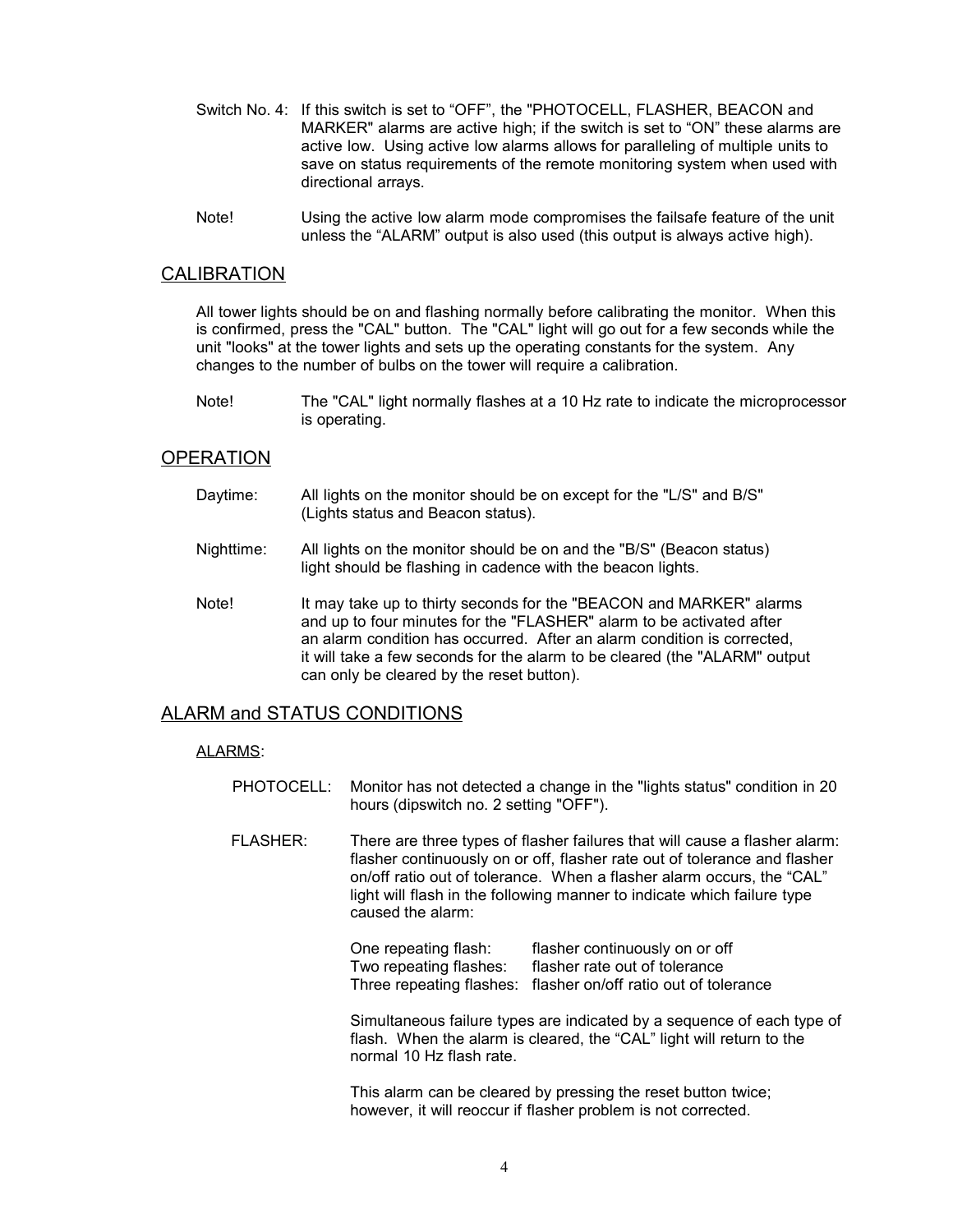Switch No. 4: If this switch is set to “OFF”, the "PHOTOCELL, FLASHER, BEACON and MARKER" alarms are active high; if the switch is set to “ON” these alarms are active low. Using active low alarms allows for paralleling of multiple units to save on status requirements of the remote monitoring system when used with directional arrays.

Note! Using the active low alarm mode compromises the failsafe feature of the unit unless the “ALARM” output is also used (this output is always active high).

## CALIBRATION

All tower lights should be on and flashing normally before calibrating the monitor. When this is confirmed, press the "CAL" button. The "CAL" light will go out for a few seconds while the unit "looks" at the tower lights and sets up the operating constants for the system. Any changes to the number of bulbs on the tower will require a calibration.

Note! The "CAL" light normally flashes at a 10 Hz rate to indicate the microprocessor is operating.

## OPERATION

Daytime: All lights on the monitor should be on except for the "L/S" and B/S" (Lights status and Beacon status).

Nighttime: All lights on the monitor should be on and the "B/S" (Beacon status) light should be flashing in cadence with the beacon lights.

Note! It may take up to thirty seconds for the "BEACON and MARKER" alarms and up to four minutes for the "FLASHER" alarm to be activated after an alarm condition has occurred. After an alarm condition is corrected, it will take a few seconds for the alarm to be cleared (the "ALARM" output can only be cleared by the reset button).

## ALARM and STATUS CONDITIONS

### ALARMS:

PHOTOCELL: Monitor has not detected a change in the "lights status" condition in 20 hours (dipswitch no. 2 setting "OFF").

FLASHER: There are three types of flasher failures that will cause a flasher alarm: flasher continuously on or off, flasher rate out of tolerance and flasher on/off ratio out of tolerance. When a flasher alarm occurs, the “CAL” light will flash in the following manner to indicate which failure type caused the alarm:

One repeating flash: flasher continuously on or off
Two repeating flashes: flasher rate out of tolerance
Three repeating flashes: flasher on/off ratio out of tolerance

Simultaneous failure types are indicated by a sequence of each type of flash. When the alarm is cleared, the “CAL” light will return to the normal 10 Hz flash rate.

This alarm can be cleared by pressing the reset button twice; however, it will reoccur if flasher problem is not corrected.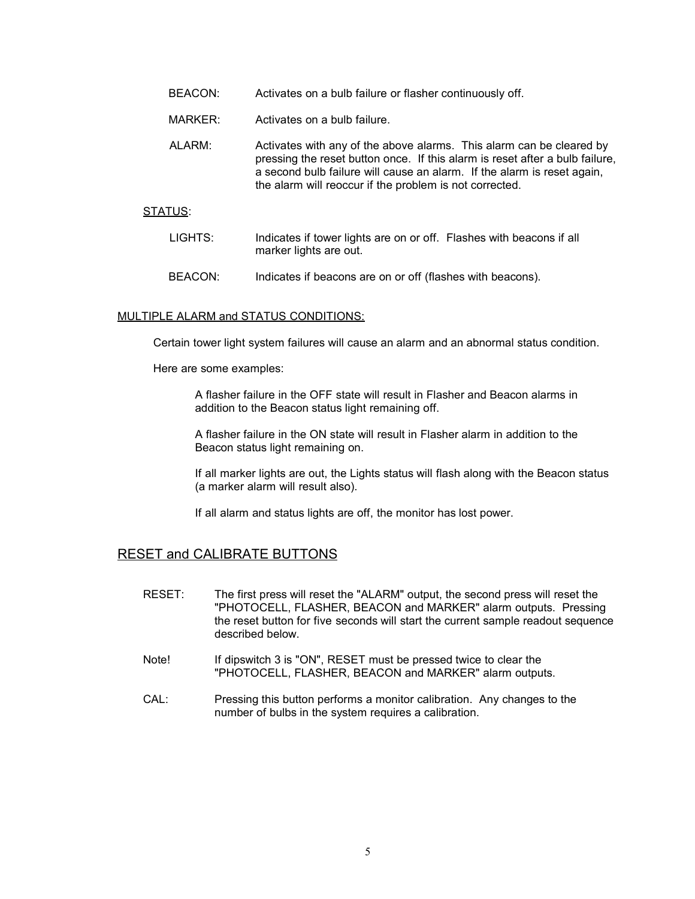BEACON: Activates on a bulb failure or flasher continuously off.

MARKER: Activates on a bulb failure.

ALARM: Activates with any of the above alarms. This alarm can be cleared by pressing the reset button once. If this alarm is reset after a bulb failure, a second bulb failure will cause an alarm. If the alarm is reset again, the alarm will reoccur if the problem is not corrected.

STATUS:

LIGHTS: Indicates if tower lights are on or off. Flashes with beacons if all marker lights are out.

BEACON: Indicates if beacons are on or off (flashes with beacons).

MULTIPLE ALARM and STATUS CONDITIONS:

Certain tower light system failures will cause an alarm and an abnormal status condition.

Here are some examples:

A flasher failure in the OFF state will result in Flasher and Beacon alarms in addition to the Beacon status light remaining off.

A flasher failure in the ON state will result in Flasher alarm in addition to the Beacon status light remaining on.

If all marker lights are out, the Lights status will flash along with the Beacon status (a marker alarm will result also).

If all alarm and status lights are off, the monitor has lost power.

## RESET and CALIBRATE BUTTONS

RESET: The first press will reset the "ALARM" output, the second press will reset the "PHOTOCELL, FLASHER, BEACON and MARKER" alarm outputs. Pressing the reset button for five seconds will start the current sample readout sequence described below.

Note! If dipswitch 3 is "ON", RESET must be pressed twice to clear the "PHOTOCELL, FLASHER, BEACON and MARKER" alarm outputs.

CAL: Pressing this button performs a monitor calibration. Any changes to the number of bulbs in the system requires a calibration.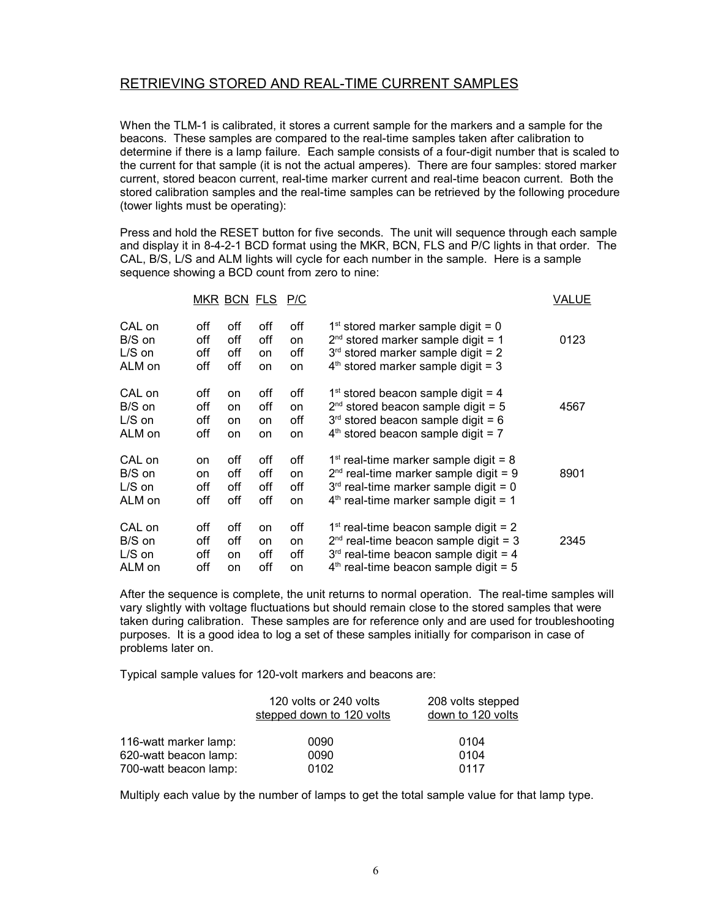## RETRIEVING STORED AND REAL-TIME CURRENT SAMPLES

When the TLM-1 is calibrated, it stores a current sample for the markers and a sample for the beacons. These samples are compared to the real-time samples taken after calibration to determine if there is a lamp failure. Each sample consists of a four-digit number that is scaled to the current for that sample (it is not the actual amperes). There are four samples: stored marker current, stored beacon current, real-time marker current and real-time beacon current. Both the stored calibration samples and the real-time samples can be retrieved by the following procedure (tower lights must be operating):

Press and hold the RESET button for five seconds. The unit will sequence through each sample and display it in 8-4-2-1 BCD format using the MKR, BCN, FLS and P/C lights in that order. The CAL, B/S, L/S and ALM lights will cycle for each number in the sample. Here is a sample sequence showing a BCD count from zero to nine:

| | MKR | BCN | FLS | P/C | | VALUE |
|---|---|---|---|---|---|---|
| CAL on | off | off | off | off | 1st stored marker sample digit = 0 | |
| B/S on | off | off | off | on | 2nd stored marker sample digit = 1 | 0123 |
| L/S on | off | off | on | off | 3rd stored marker sample digit = 2 | |
| ALM on | off | off | on | on | 4th stored marker sample digit = 3 | |
| CAL on | off | on | off | off | 1st stored beacon sample digit = 4 | |
| B/S on | off | on | off | on | 2nd stored beacon sample digit = 5 | 4567 |
| L/S on | off | on | on | off | 3rd stored beacon sample digit = 6 | |
| ALM on | off | on | on | on | 4th stored beacon sample digit = 7 | |
| CAL on | on | off | off | off | 1st real-time marker sample digit = 8 | |
| B/S on | on | off | off | on | 2nd real-time marker sample digit = 9 | 8901 |
| L/S on | off | off | off | off | 3rd real-time marker sample digit = 0 | |
| ALM on | off | off | off | on | 4th real-time marker sample digit = 1 | |
| CAL on | off | off | on | off | 1st real-time beacon sample digit = 2 | |
| B/S on | off | off | on | on | 2nd real-time beacon sample digit = 3 | 2345 |
| L/S on | off | on | off | off | 3rd real-time beacon sample digit = 4 | |
| ALM on | off | on | off | on | 4th real-time beacon sample digit = 5 | |

After the sequence is complete, the unit returns to normal operation. The real-time samples will vary slightly with voltage fluctuations but should remain close to the stored samples that were taken during calibration. These samples are for reference only and are used for troubleshooting purposes. It is a good idea to log a set of these samples initially for comparison in case of problems later on.

Typical sample values for 120-volt markers and beacons are:

| | 120 volts or 240 volts stepped down to 120 volts | 208 volts stepped down to 120 volts |
|---|---|---|
| 116-watt marker lamp: | 0090 | 0104 |
| 620-watt beacon lamp: | 0090 | 0104 |
| 700-watt beacon lamp: | 0102 | 0117 |

Multiply each value by the number of lamps to get the total sample value for that lamp type.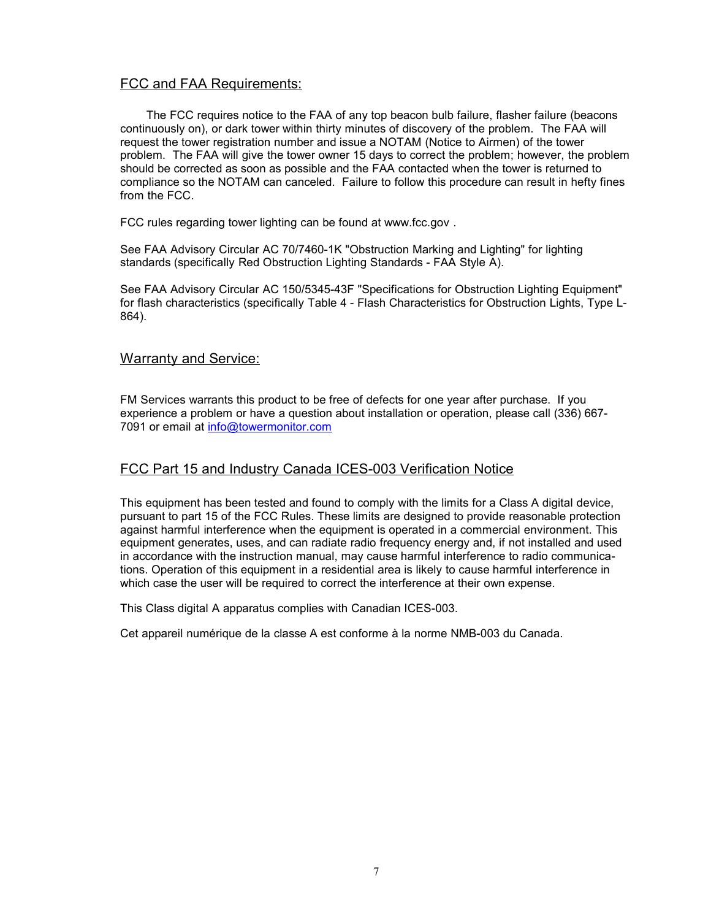## FCC and FAA Requirements:

The FCC requires notice to the FAA of any top beacon bulb failure, flasher failure (beacons continuously on), or dark tower within thirty minutes of discovery of the problem. The FAA will request the tower registration number and issue a NOTAM (Notice to Airmen) of the tower problem. The FAA will give the tower owner 15 days to correct the problem; however, the problem should be corrected as soon as possible and the FAA contacted when the tower is returned to compliance so the NOTAM can canceled. Failure to follow this procedure can result in hefty fines from the FCC.

FCC rules regarding tower lighting can be found at www.fcc.gov .

See FAA Advisory Circular AC 70/7460-1K "Obstruction Marking and Lighting" for lighting standards (specifically Red Obstruction Lighting Standards - FAA Style A).

See FAA Advisory Circular AC 150/5345-43F "Specifications for Obstruction Lighting Equipment" for flash characteristics (specifically Table 4 - Flash Characteristics for Obstruction Lights, Type L-864).

## Warranty and Service:

FM Services warrants this product to be free of defects for one year after purchase. If you experience a problem or have a question about installation or operation, please call (336) 667-7091 or email at [info@towermonitor.com](mailto:info@towermonitor.com)

## FCC Part 15 and Industry Canada ICES-003 Verification Notice

This equipment has been tested and found to comply with the limits for a Class A digital device, pursuant to part 15 of the FCC Rules. These limits are designed to provide reasonable protection against harmful interference when the equipment is operated in a commercial environment. This equipment generates, uses, and can radiate radio frequency energy and, if not installed and used in accordance with the instruction manual, may cause harmful interference to radio communications. Operation of this equipment in a residential area is likely to cause harmful interference in which case the user will be required to correct the interference at their own expense.

This Class digital A apparatus complies with Canadian ICES-003.

Cet appareil numérique de la classe A est conforme à la norme NMB-003 du Canada.